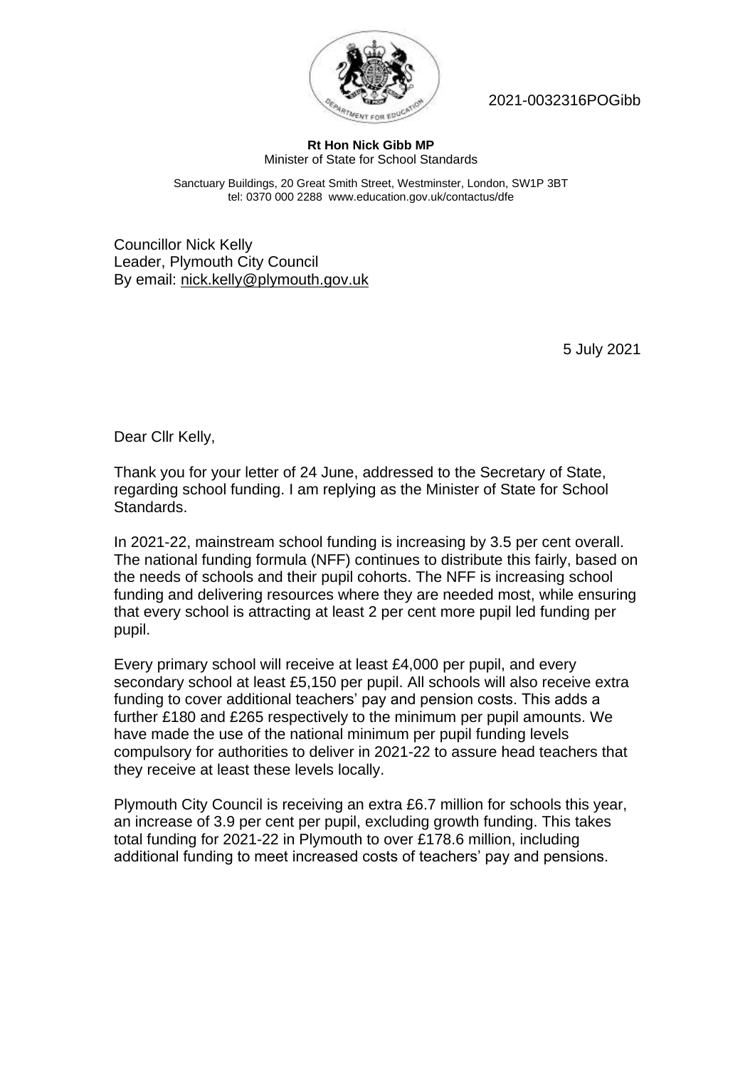2021-0032316POGibb

**Rt Hon Nick Gibb MP**
Minister of State for School Standards

Sanctuary Buildings, 20 Great Smith Street, Westminster, London, SW1P 3BT
tel: 0370 000 2288 www.education.gov.uk/contactus/dfe

Councillor Nick Kelly
Leader, Plymouth City Council
By email: nick.kelly@plymouth.gov.uk

5 July 2021

Dear Cllr Kelly,

Thank you for your letter of 24 June, addressed to the Secretary of State, regarding school funding. I am replying as the Minister of State for School Standards.

In 2021-22, mainstream school funding is increasing by 3.5 per cent overall. The national funding formula (NFF) continues to distribute this fairly, based on the needs of schools and their pupil cohorts. The NFF is increasing school funding and delivering resources where they are needed most, while ensuring that every school is attracting at least 2 per cent more pupil led funding per pupil.

Every primary school will receive at least £4,000 per pupil, and every secondary school at least £5,150 per pupil. All schools will also receive extra funding to cover additional teachers' pay and pension costs. This adds a further £180 and £265 respectively to the minimum per pupil amounts. We have made the use of the national minimum per pupil funding levels compulsory for authorities to deliver in 2021-22 to assure head teachers that they receive at least these levels locally.

Plymouth City Council is receiving an extra £6.7 million for schools this year, an increase of 3.9 per cent per pupil, excluding growth funding. This takes total funding for 2021-22 in Plymouth to over £178.6 million, including additional funding to meet increased costs of teachers' pay and pensions.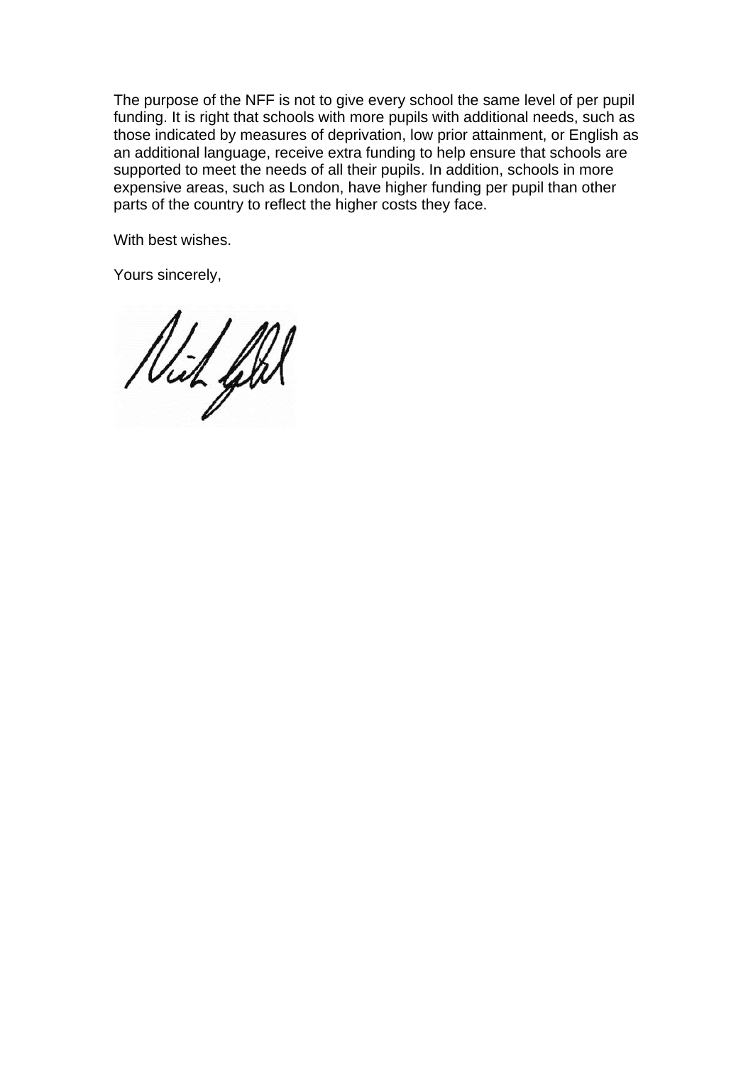The purpose of the NFF is not to give every school the same level of per pupil funding. It is right that schools with more pupils with additional needs, such as those indicated by measures of deprivation, low prior attainment, or English as an additional language, receive extra funding to help ensure that schools are supported to meet the needs of all their pupils. In addition, schools in more expensive areas, such as London, have higher funding per pupil than other parts of the country to reflect the higher costs they face.

With best wishes.

Yours sincerely,